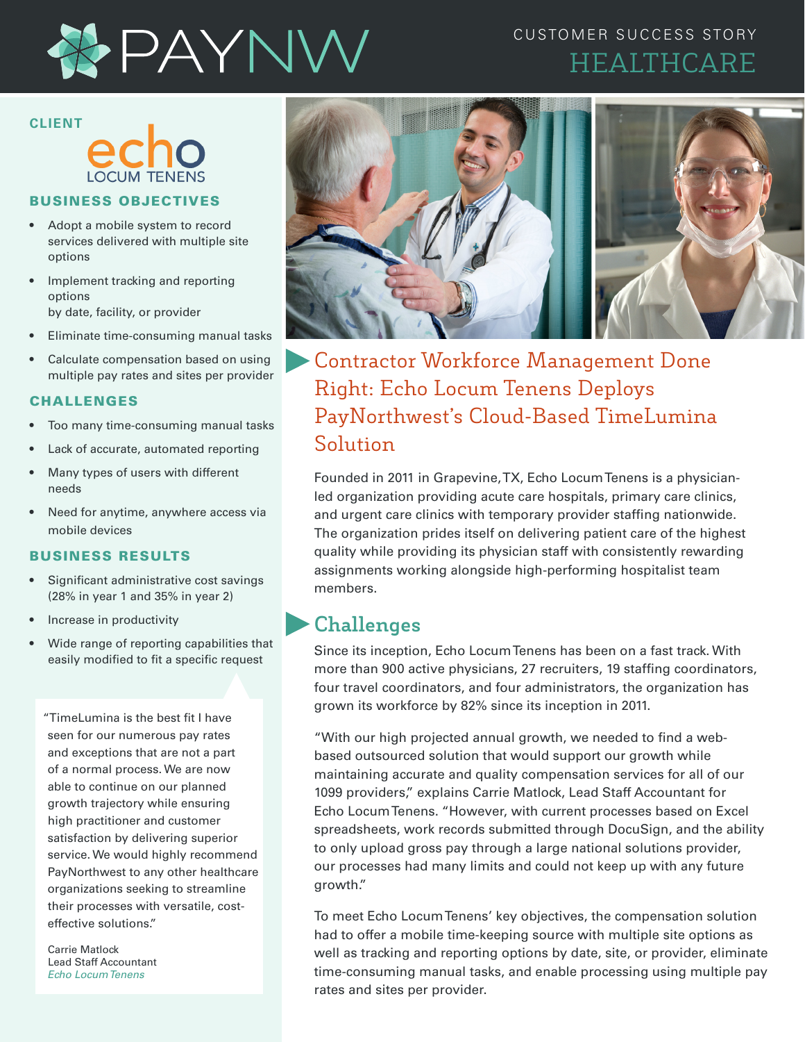# PAYNW

CUSTOMER SUCCESS STORY
HEALTHCARE

**CLIENT**

echo LOCUM TENENS

## BUSINESS OBJECTIVES

- Adopt a mobile system to record services delivered with multiple site options
- Implement tracking and reporting options by date, facility, or provider
- Eliminate time-consuming manual tasks
- Calculate compensation based on using multiple pay rates and sites per provider

## CHALLENGES

- Too many time-consuming manual tasks
- Lack of accurate, automated reporting
- Many types of users with different needs
- Need for anytime, anywhere access via mobile devices

## BUSINESS RESULTS

- Significant administrative cost savings (28% in year 1 and 35% in year 2)
- Increase in productivity
- Wide range of reporting capabilities that easily modified to fit a specific request

"TimeLumina is the best fit I have seen for our numerous pay rates and exceptions that are not a part of a normal process. We are now able to continue on our planned growth trajectory while ensuring high practitioner and customer satisfaction by delivering superior service. We would highly recommend PayNorthwest to any other healthcare organizations seeking to streamline their processes with versatile, cost-effective solutions."

Carrie Matlock
Lead Staff Accountant
*Echo Locum Tenens*

# Contractor Workforce Management Done Right: Echo Locum Tenens Deploys PayNorthwest's Cloud-Based TimeLumina Solution

Founded in 2011 in Grapevine, TX, Echo Locum Tenens is a physician-led organization providing acute care hospitals, primary care clinics, and urgent care clinics with temporary provider staffing nationwide. The organization prides itself on delivering patient care of the highest quality while providing its physician staff with consistently rewarding assignments working alongside high-performing hospitalist team members.

## Challenges

Since its inception, Echo Locum Tenens has been on a fast track. With more than 900 active physicians, 27 recruiters, 19 staffing coordinators, four travel coordinators, and four administrators, the organization has grown its workforce by 82% since its inception in 2011.

"With our high projected annual growth, we needed to find a web-based outsourced solution that would support our growth while maintaining accurate and quality compensation services for all of our 1099 providers," explains Carrie Matlock, Lead Staff Accountant for Echo Locum Tenens. "However, with current processes based on Excel spreadsheets, work records submitted through DocuSign, and the ability to only upload gross pay through a large national solutions provider, our processes had many limits and could not keep up with any future growth."

To meet Echo Locum Tenens' key objectives, the compensation solution had to offer a mobile time-keeping source with multiple site options as well as tracking and reporting options by date, site, or provider, eliminate time-consuming manual tasks, and enable processing using multiple pay rates and sites per provider.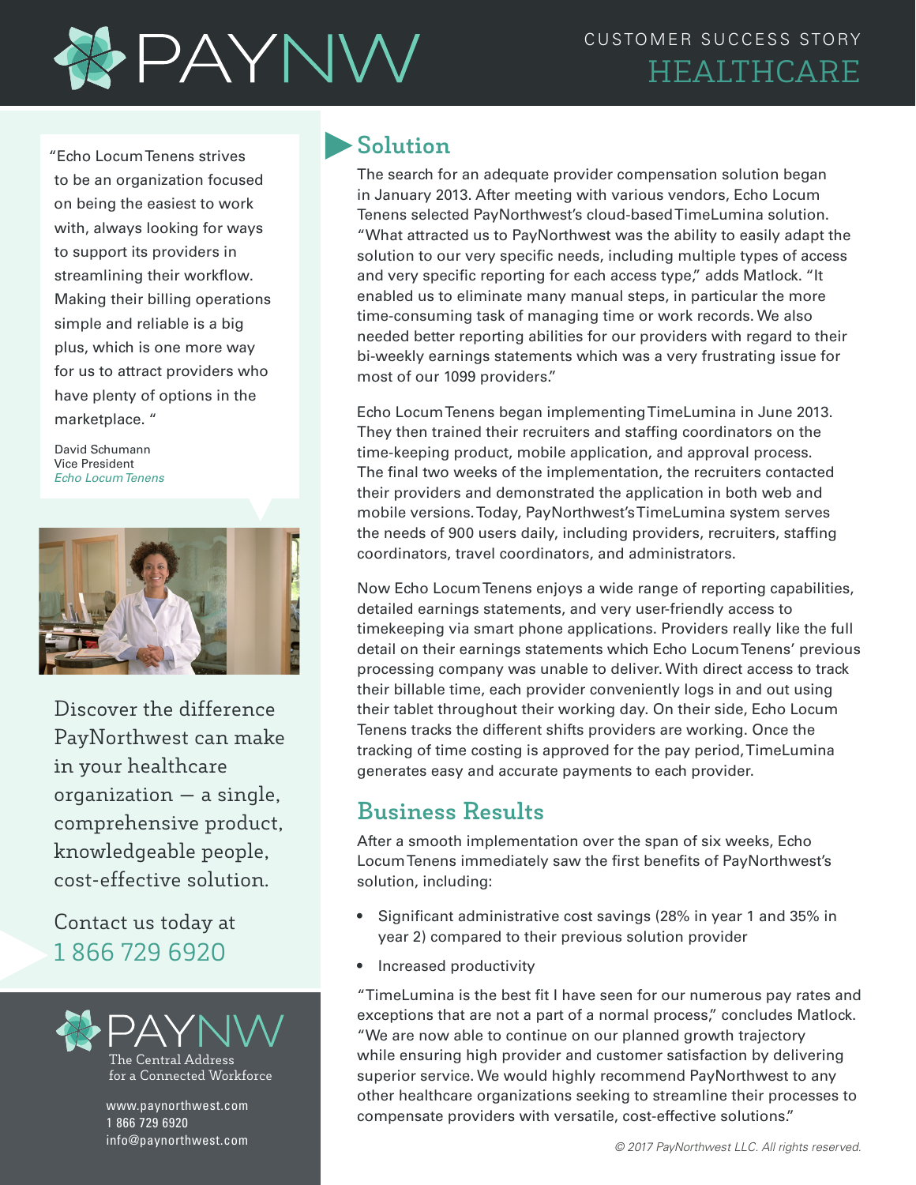# PAYNW

CUSTOMER SUCCESS STORY
HEALTHCARE

"Echo Locum Tenens strives to be an organization focused on being the easiest to work with, always looking for ways to support its providers in streamlining their workflow. Making their billing operations simple and reliable is a big plus, which is one more way for us to attract providers who have plenty of options in the marketplace. "

David Schumann
Vice President
*Echo Locum Tenens*

Discover the difference PayNorthwest can make in your healthcare organization — a single, comprehensive product, knowledgeable people, cost-effective solution.

Contact us today at
1 866 729 6920

PAYNW
The Central Address for a Connected Workforce

www.paynorthwest.com
1 866 729 6920
info@paynorthwest.com

## Solution

The search for an adequate provider compensation solution began in January 2013. After meeting with various vendors, Echo Locum Tenens selected PayNorthwest's cloud-based TimeLumina solution. "What attracted us to PayNorthwest was the ability to easily adapt the solution to our very specific needs, including multiple types of access and very specific reporting for each access type," adds Matlock. "It enabled us to eliminate many manual steps, in particular the more time-consuming task of managing time or work records. We also needed better reporting abilities for our providers with regard to their bi-weekly earnings statements which was a very frustrating issue for most of our 1099 providers."

Echo Locum Tenens began implementing TimeLumina in June 2013. They then trained their recruiters and staffing coordinators on the time-keeping product, mobile application, and approval process. The final two weeks of the implementation, the recruiters contacted their providers and demonstrated the application in both web and mobile versions. Today, PayNorthwest's TimeLumina system serves the needs of 900 users daily, including providers, recruiters, staffing coordinators, travel coordinators, and administrators.

Now Echo Locum Tenens enjoys a wide range of reporting capabilities, detailed earnings statements, and very user-friendly access to timekeeping via smart phone applications. Providers really like the full detail on their earnings statements which Echo Locum Tenens' previous processing company was unable to deliver. With direct access to track their billable time, each provider conveniently logs in and out using their tablet throughout their working day. On their side, Echo Locum Tenens tracks the different shifts providers are working. Once the tracking of time costing is approved for the pay period, TimeLumina generates easy and accurate payments to each provider.

## Business Results

After a smooth implementation over the span of six weeks, Echo Locum Tenens immediately saw the first benefits of PayNorthwest's solution, including:

- Significant administrative cost savings (28% in year 1 and 35% in year 2) compared to their previous solution provider
- Increased productivity

"TimeLumina is the best fit I have seen for our numerous pay rates and exceptions that are not a part of a normal process," concludes Matlock. "We are now able to continue on our planned growth trajectory while ensuring high provider and customer satisfaction by delivering superior service. We would highly recommend PayNorthwest to any other healthcare organizations seeking to streamline their processes to compensate providers with versatile, cost-effective solutions."

*© 2017 PayNorthwest LLC. All rights reserved.*